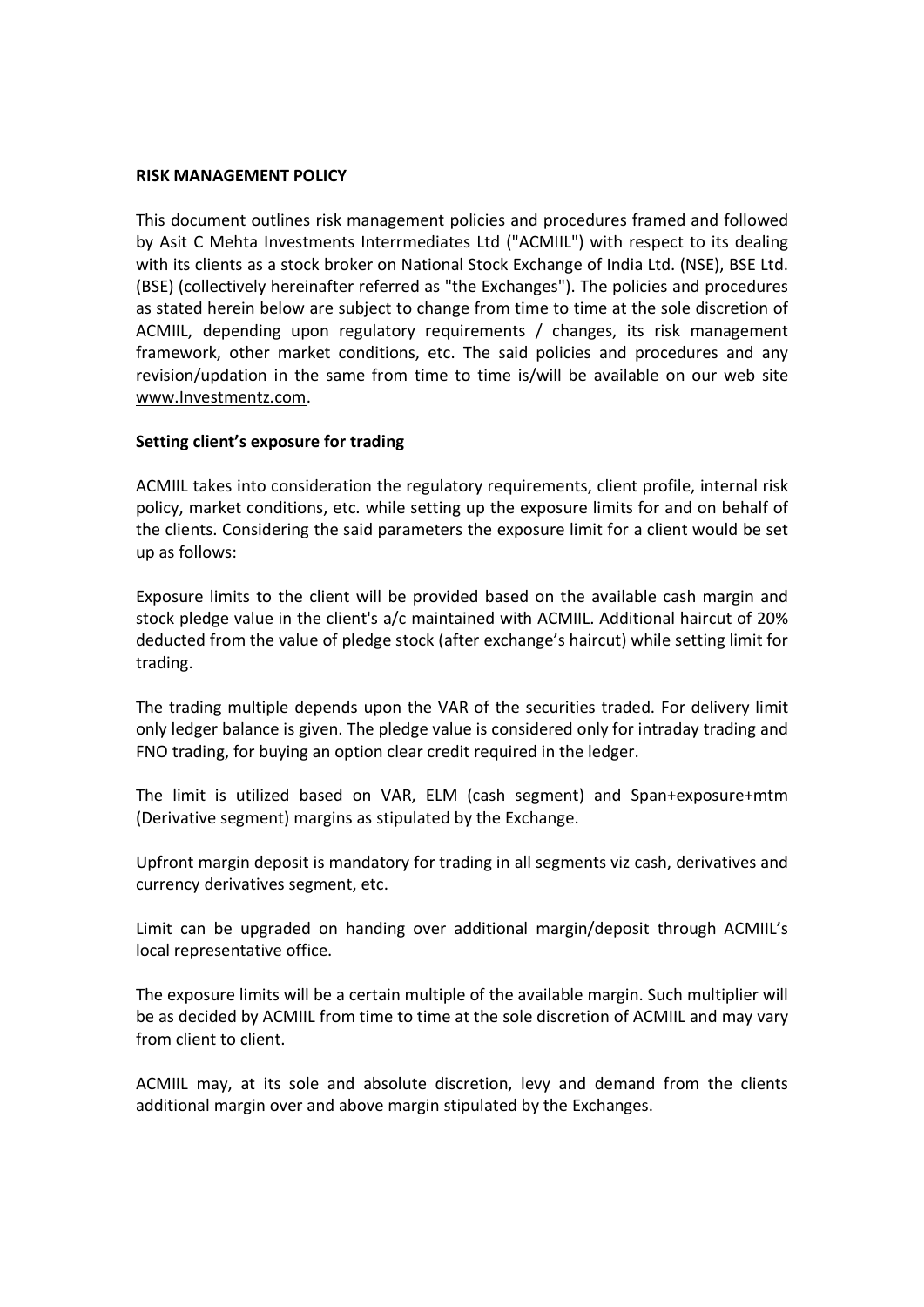**RISK MANAGEMENT POLICY**

This document outlines risk management policies and procedures framed and followed by Asit C Mehta Investments Interrmediates Ltd ("ACMIIL") with respect to its dealing with its clients as a stock broker on National Stock Exchange of India Ltd. (NSE), BSE Ltd. (BSE) (collectively hereinafter referred as "the Exchanges"). The policies and procedures as stated herein below are subject to change from time to time at the sole discretion of ACMIIL, depending upon regulatory requirements / changes, its risk management framework, other market conditions, etc. The said policies and procedures and any revision/updation in the same from time to time is/will be available on our web site www.Investmentz.com.

**Setting client's exposure for trading**

ACMIIL takes into consideration the regulatory requirements, client profile, internal risk policy, market conditions, etc. while setting up the exposure limits for and on behalf of the clients. Considering the said parameters the exposure limit for a client would be set up as follows:

Exposure limits to the client will be provided based on the available cash margin and stock pledge value in the client's a/c maintained with ACMIIL. Additional haircut of 20% deducted from the value of pledge stock (after exchange's haircut) while setting limit for trading.

The trading multiple depends upon the VAR of the securities traded. For delivery limit only ledger balance is given. The pledge value is considered only for intraday trading and FNO trading, for buying an option clear credit required in the ledger.

The limit is utilized based on VAR, ELM (cash segment) and Span+exposure+mtm (Derivative segment) margins as stipulated by the Exchange.

Upfront margin deposit is mandatory for trading in all segments viz cash, derivatives and currency derivatives segment, etc.

Limit can be upgraded on handing over additional margin/deposit through ACMIIL's local representative office.

The exposure limits will be a certain multiple of the available margin. Such multiplier will be as decided by ACMIIL from time to time at the sole discretion of ACMIIL and may vary from client to client.

ACMIIL may, at its sole and absolute discretion, levy and demand from the clients additional margin over and above margin stipulated by the Exchanges.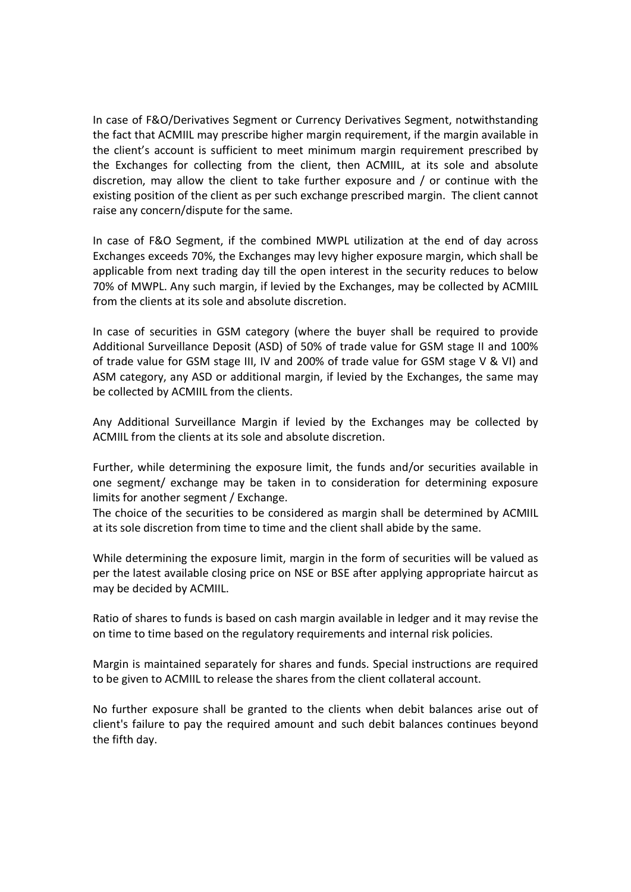In case of F&O/Derivatives Segment or Currency Derivatives Segment, notwithstanding the fact that ACMIIL may prescribe higher margin requirement, if the margin available in the client's account is sufficient to meet minimum margin requirement prescribed by the Exchanges for collecting from the client, then ACMIIL, at its sole and absolute discretion, may allow the client to take further exposure and / or continue with the existing position of the client as per such exchange prescribed margin. The client cannot raise any concern/dispute for the same.

In case of F&O Segment, if the combined MWPL utilization at the end of day across Exchanges exceeds 70%, the Exchanges may levy higher exposure margin, which shall be applicable from next trading day till the open interest in the security reduces to below 70% of MWPL. Any such margin, if levied by the Exchanges, may be collected by ACMIIL from the clients at its sole and absolute discretion.

In case of securities in GSM category (where the buyer shall be required to provide Additional Surveillance Deposit (ASD) of 50% of trade value for GSM stage II and 100% of trade value for GSM stage III, IV and 200% of trade value for GSM stage V & VI) and ASM category, any ASD or additional margin, if levied by the Exchanges, the same may be collected by ACMIIL from the clients.

Any Additional Surveillance Margin if levied by the Exchanges may be collected by ACMIIL from the clients at its sole and absolute discretion.

Further, while determining the exposure limit, the funds and/or securities available in one segment/ exchange may be taken in to consideration for determining exposure limits for another segment / Exchange.
The choice of the securities to be considered as margin shall be determined by ACMIIL at its sole discretion from time to time and the client shall abide by the same.

While determining the exposure limit, margin in the form of securities will be valued as per the latest available closing price on NSE or BSE after applying appropriate haircut as may be decided by ACMIIL.

Ratio of shares to funds is based on cash margin available in ledger and it may revise the on time to time based on the regulatory requirements and internal risk policies.

Margin is maintained separately for shares and funds. Special instructions are required to be given to ACMIIL to release the shares from the client collateral account.

No further exposure shall be granted to the clients when debit balances arise out of client's failure to pay the required amount and such debit balances continues beyond the fifth day.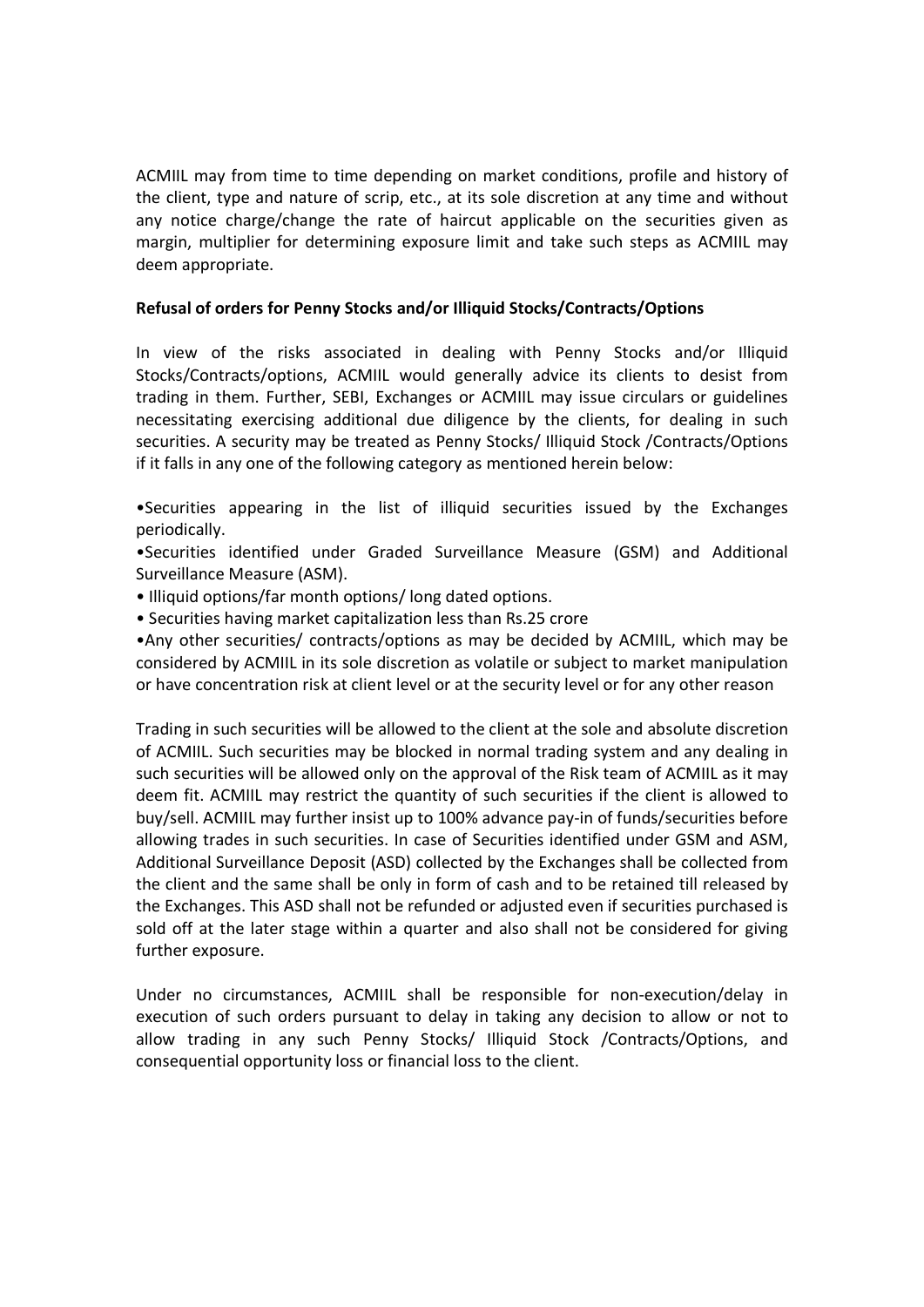ACMIIL may from time to time depending on market conditions, profile and history of the client, type and nature of scrip, etc., at its sole discretion at any time and without any notice charge/change the rate of haircut applicable on the securities given as margin, multiplier for determining exposure limit and take such steps as ACMIIL may deem appropriate.

**Refusal of orders for Penny Stocks and/or Illiquid Stocks/Contracts/Options**

In view of the risks associated in dealing with Penny Stocks and/or Illiquid Stocks/Contracts/options, ACMIIL would generally advice its clients to desist from trading in them. Further, SEBI, Exchanges or ACMIIL may issue circulars or guidelines necessitating exercising additional due diligence by the clients, for dealing in such securities. A security may be treated as Penny Stocks/ Illiquid Stock /Contracts/Options if it falls in any one of the following category as mentioned herein below:

- Securities appearing in the list of illiquid securities issued by the Exchanges periodically.
- Securities identified under Graded Surveillance Measure (GSM) and Additional Surveillance Measure (ASM).
- Illiquid options/far month options/ long dated options.
- Securities having market capitalization less than Rs.25 crore
- Any other securities/ contracts/options as may be decided by ACMIIL, which may be considered by ACMIIL in its sole discretion as volatile or subject to market manipulation or have concentration risk at client level or at the security level or for any other reason

Trading in such securities will be allowed to the client at the sole and absolute discretion of ACMIIL. Such securities may be blocked in normal trading system and any dealing in such securities will be allowed only on the approval of the Risk team of ACMIIL as it may deem fit. ACMIIL may restrict the quantity of such securities if the client is allowed to buy/sell. ACMIIL may further insist up to 100% advance pay-in of funds/securities before allowing trades in such securities. In case of Securities identified under GSM and ASM, Additional Surveillance Deposit (ASD) collected by the Exchanges shall be collected from the client and the same shall be only in form of cash and to be retained till released by the Exchanges. This ASD shall not be refunded or adjusted even if securities purchased is sold off at the later stage within a quarter and also shall not be considered for giving further exposure.

Under no circumstances, ACMIIL shall be responsible for non-execution/delay in execution of such orders pursuant to delay in taking any decision to allow or not to allow trading in any such Penny Stocks/ Illiquid Stock /Contracts/Options, and consequential opportunity loss or financial loss to the client.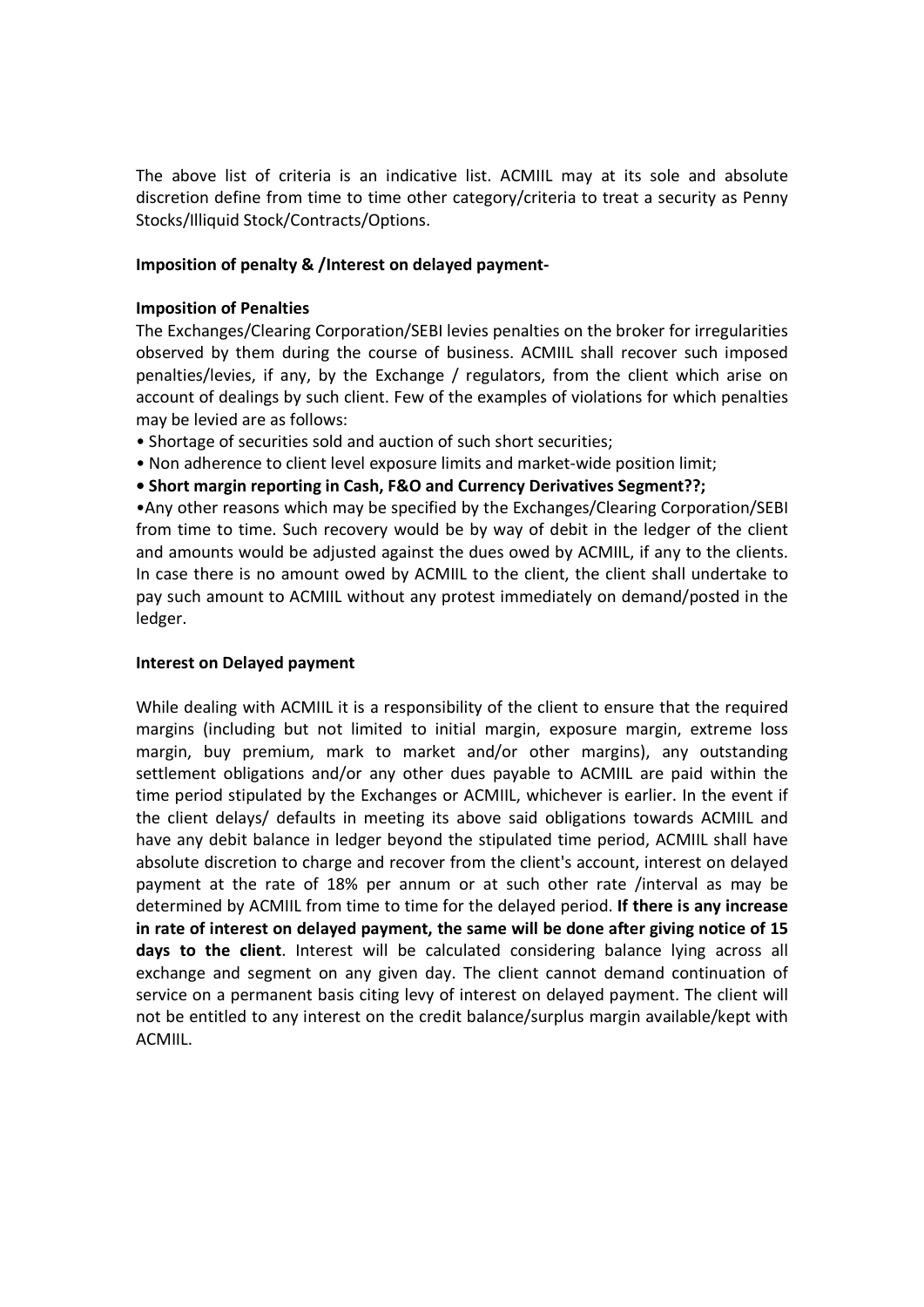The above list of criteria is an indicative list. ACMIIL may at its sole and absolute discretion define from time to time other category/criteria to treat a security as Penny Stocks/Illiquid Stock/Contracts/Options.

**Imposition of penalty & /Interest on delayed payment-**

**Imposition of Penalties**

The Exchanges/Clearing Corporation/SEBI levies penalties on the broker for irregularities observed by them during the course of business. ACMIIL shall recover such imposed penalties/levies, if any, by the Exchange / regulators, from the client which arise on account of dealings by such client. Few of the examples of violations for which penalties may be levied are as follows:

- Shortage of securities sold and auction of such short securities;
- Non adherence to client level exposure limits and market-wide position limit;
- **Short margin reporting in Cash, F&O and Currency Derivatives Segment??;**
- Any other reasons which may be specified by the Exchanges/Clearing Corporation/SEBI from time to time. Such recovery would be by way of debit in the ledger of the client and amounts would be adjusted against the dues owed by ACMIIL, if any to the clients. In case there is no amount owed by ACMIIL to the client, the client shall undertake to pay such amount to ACMIIL without any protest immediately on demand/posted in the ledger.

**Interest on Delayed payment**

While dealing with ACMIIL it is a responsibility of the client to ensure that the required margins (including but not limited to initial margin, exposure margin, extreme loss margin, buy premium, mark to market and/or other margins), any outstanding settlement obligations and/or any other dues payable to ACMIIL are paid within the time period stipulated by the Exchanges or ACMIIL, whichever is earlier. In the event if the client delays/ defaults in meeting its above said obligations towards ACMIIL and have any debit balance in ledger beyond the stipulated time period, ACMIIL shall have absolute discretion to charge and recover from the client's account, interest on delayed payment at the rate of 18% per annum or at such other rate /interval as may be determined by ACMIIL from time to time for the delayed period. **If there is any increase in rate of interest on delayed payment, the same will be done after giving notice of 15 days to the client**. Interest will be calculated considering balance lying across all exchange and segment on any given day. The client cannot demand continuation of service on a permanent basis citing levy of interest on delayed payment. The client will not be entitled to any interest on the credit balance/surplus margin available/kept with ACMIIL.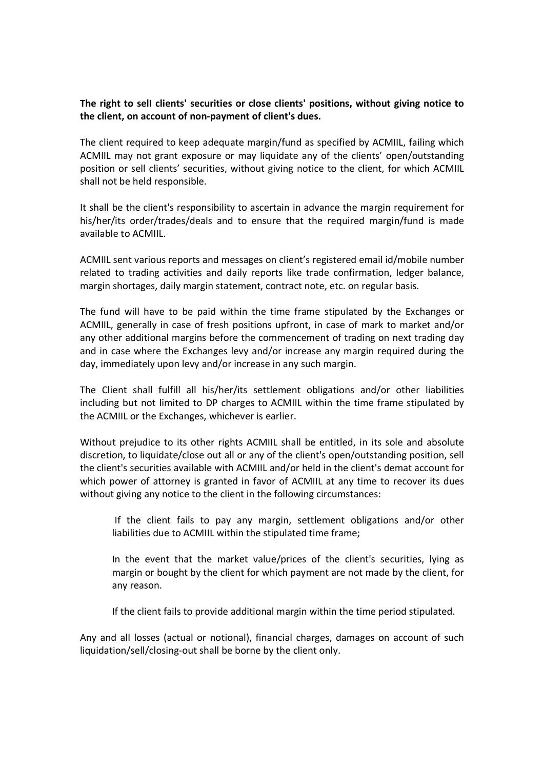**The right to sell clients' securities or close clients' positions, without giving notice to the client, on account of non-payment of client's dues.**

The client required to keep adequate margin/fund as specified by ACMIIL, failing which ACMIIL may not grant exposure or may liquidate any of the clients' open/outstanding position or sell clients' securities, without giving notice to the client, for which ACMIIL shall not be held responsible.

It shall be the client's responsibility to ascertain in advance the margin requirement for his/her/its order/trades/deals and to ensure that the required margin/fund is made available to ACMIIL.

ACMIIL sent various reports and messages on client's registered email id/mobile number related to trading activities and daily reports like trade confirmation, ledger balance, margin shortages, daily margin statement, contract note, etc. on regular basis.

The fund will have to be paid within the time frame stipulated by the Exchanges or ACMIIL, generally in case of fresh positions upfront, in case of mark to market and/or any other additional margins before the commencement of trading on next trading day and in case where the Exchanges levy and/or increase any margin required during the day, immediately upon levy and/or increase in any such margin.

The Client shall fulfill all his/her/its settlement obligations and/or other liabilities including but not limited to DP charges to ACMIIL within the time frame stipulated by the ACMIIL or the Exchanges, whichever is earlier.

Without prejudice to its other rights ACMIIL shall be entitled, in its sole and absolute discretion, to liquidate/close out all or any of the client's open/outstanding position, sell the client's securities available with ACMIIL and/or held in the client's demat account for which power of attorney is granted in favor of ACMIIL at any time to recover its dues without giving any notice to the client in the following circumstances:

> If the client fails to pay any margin, settlement obligations and/or other liabilities due to ACMIIL within the stipulated time frame;
>
> In the event that the market value/prices of the client's securities, lying as margin or bought by the client for which payment are not made by the client, for any reason.
>
> If the client fails to provide additional margin within the time period stipulated.

Any and all losses (actual or notional), financial charges, damages on account of such liquidation/sell/closing-out shall be borne by the client only.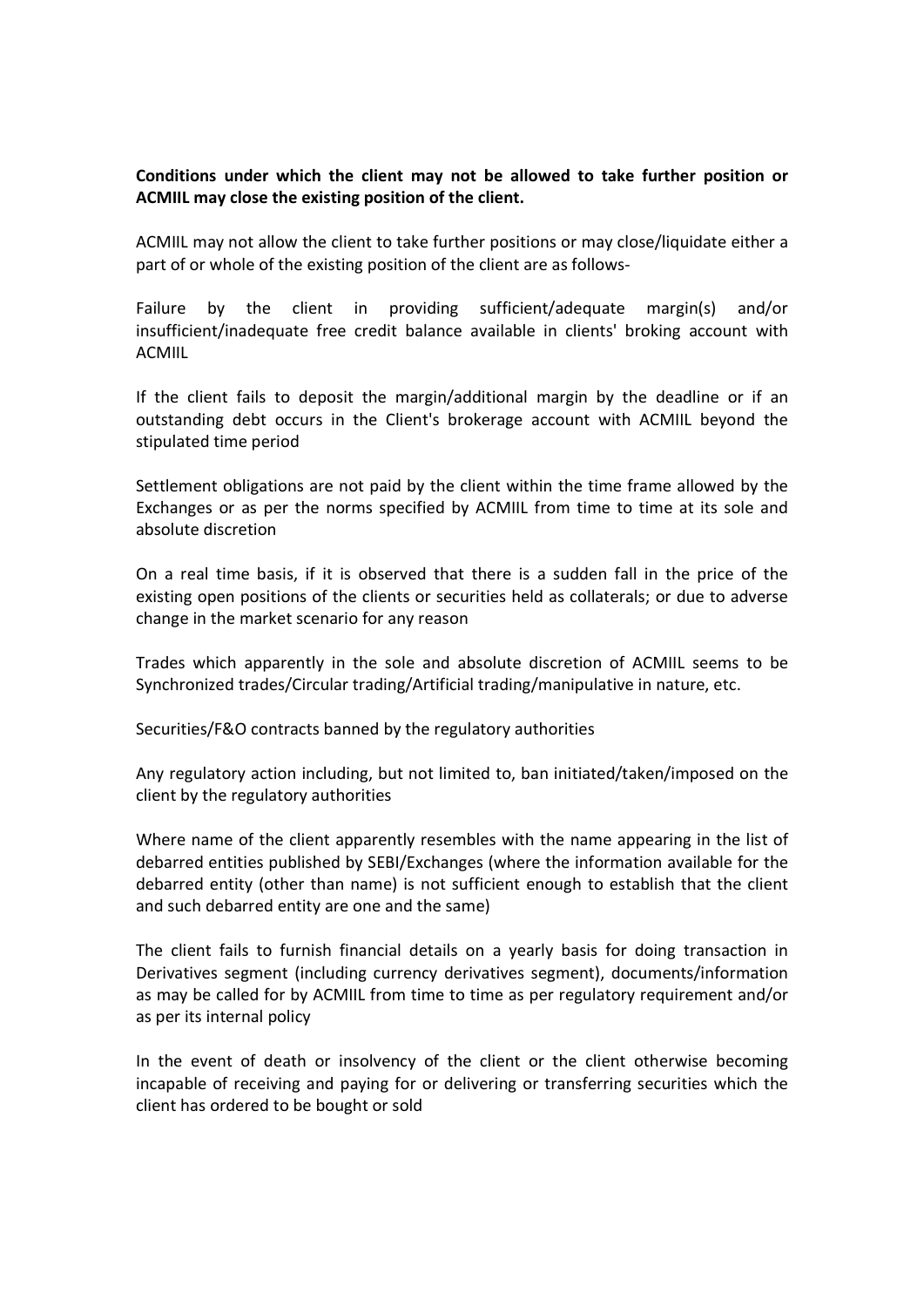**Conditions under which the client may not be allowed to take further position or ACMIIL may close the existing position of the client.**

ACMIIL may not allow the client to take further positions or may close/liquidate either a part of or whole of the existing position of the client are as follows-

Failure by the client in providing sufficient/adequate margin(s) and/or insufficient/inadequate free credit balance available in clients' broking account with ACMIIL

If the client fails to deposit the margin/additional margin by the deadline or if an outstanding debt occurs in the Client's brokerage account with ACMIIL beyond the stipulated time period

Settlement obligations are not paid by the client within the time frame allowed by the Exchanges or as per the norms specified by ACMIIL from time to time at its sole and absolute discretion

On a real time basis, if it is observed that there is a sudden fall in the price of the existing open positions of the clients or securities held as collaterals; or due to adverse change in the market scenario for any reason

Trades which apparently in the sole and absolute discretion of ACMIIL seems to be Synchronized trades/Circular trading/Artificial trading/manipulative in nature, etc.

Securities/F&O contracts banned by the regulatory authorities

Any regulatory action including, but not limited to, ban initiated/taken/imposed on the client by the regulatory authorities

Where name of the client apparently resembles with the name appearing in the list of debarred entities published by SEBI/Exchanges (where the information available for the debarred entity (other than name) is not sufficient enough to establish that the client and such debarred entity are one and the same)

The client fails to furnish financial details on a yearly basis for doing transaction in Derivatives segment (including currency derivatives segment), documents/information as may be called for by ACMIIL from time to time as per regulatory requirement and/or as per its internal policy

In the event of death or insolvency of the client or the client otherwise becoming incapable of receiving and paying for or delivering or transferring securities which the client has ordered to be bought or sold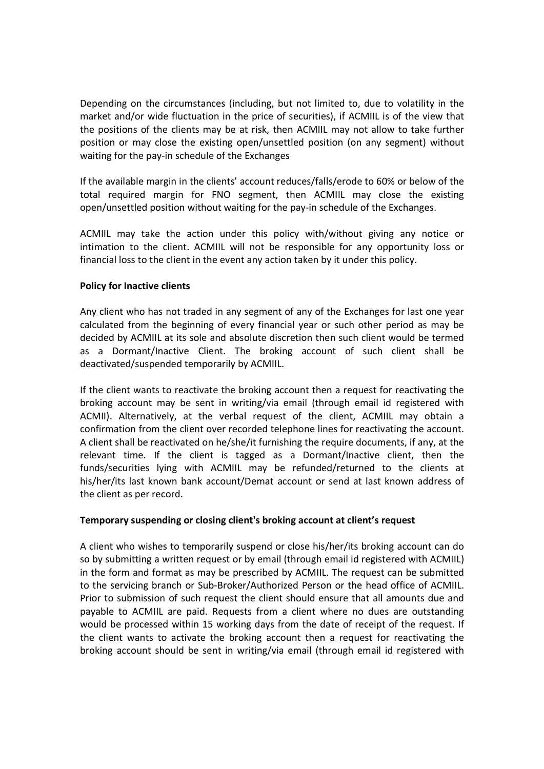Depending on the circumstances (including, but not limited to, due to volatility in the market and/or wide fluctuation in the price of securities), if ACMIIL is of the view that the positions of the clients may be at risk, then ACMIIL may not allow to take further position or may close the existing open/unsettled position (on any segment) without waiting for the pay-in schedule of the Exchanges

If the available margin in the clients' account reduces/falls/erode to 60% or below of the total required margin for FNO segment, then ACMIIL may close the existing open/unsettled position without waiting for the pay-in schedule of the Exchanges.

ACMIIL may take the action under this policy with/without giving any notice or intimation to the client. ACMIIL will not be responsible for any opportunity loss or financial loss to the client in the event any action taken by it under this policy.

**Policy for Inactive clients**

Any client who has not traded in any segment of any of the Exchanges for last one year calculated from the beginning of every financial year or such other period as may be decided by ACMIIL at its sole and absolute discretion then such client would be termed as a Dormant/Inactive Client. The broking account of such client shall be deactivated/suspended temporarily by ACMIIL.

If the client wants to reactivate the broking account then a request for reactivating the broking account may be sent in writing/via email (through email id registered with ACMII). Alternatively, at the verbal request of the client, ACMIIL may obtain a confirmation from the client over recorded telephone lines for reactivating the account. A client shall be reactivated on he/she/it furnishing the require documents, if any, at the relevant time. If the client is tagged as a Dormant/Inactive client, then the funds/securities lying with ACMIIL may be refunded/returned to the clients at his/her/its last known bank account/Demat account or send at last known address of the client as per record.

**Temporary suspending or closing client's broking account at client's request**

A client who wishes to temporarily suspend or close his/her/its broking account can do so by submitting a written request or by email (through email id registered with ACMIIL) in the form and format as may be prescribed by ACMIIL. The request can be submitted to the servicing branch or Sub-Broker/Authorized Person or the head office of ACMIIL. Prior to submission of such request the client should ensure that all amounts due and payable to ACMIIL are paid. Requests from a client where no dues are outstanding would be processed within 15 working days from the date of receipt of the request. If the client wants to activate the broking account then a request for reactivating the broking account should be sent in writing/via email (through email id registered with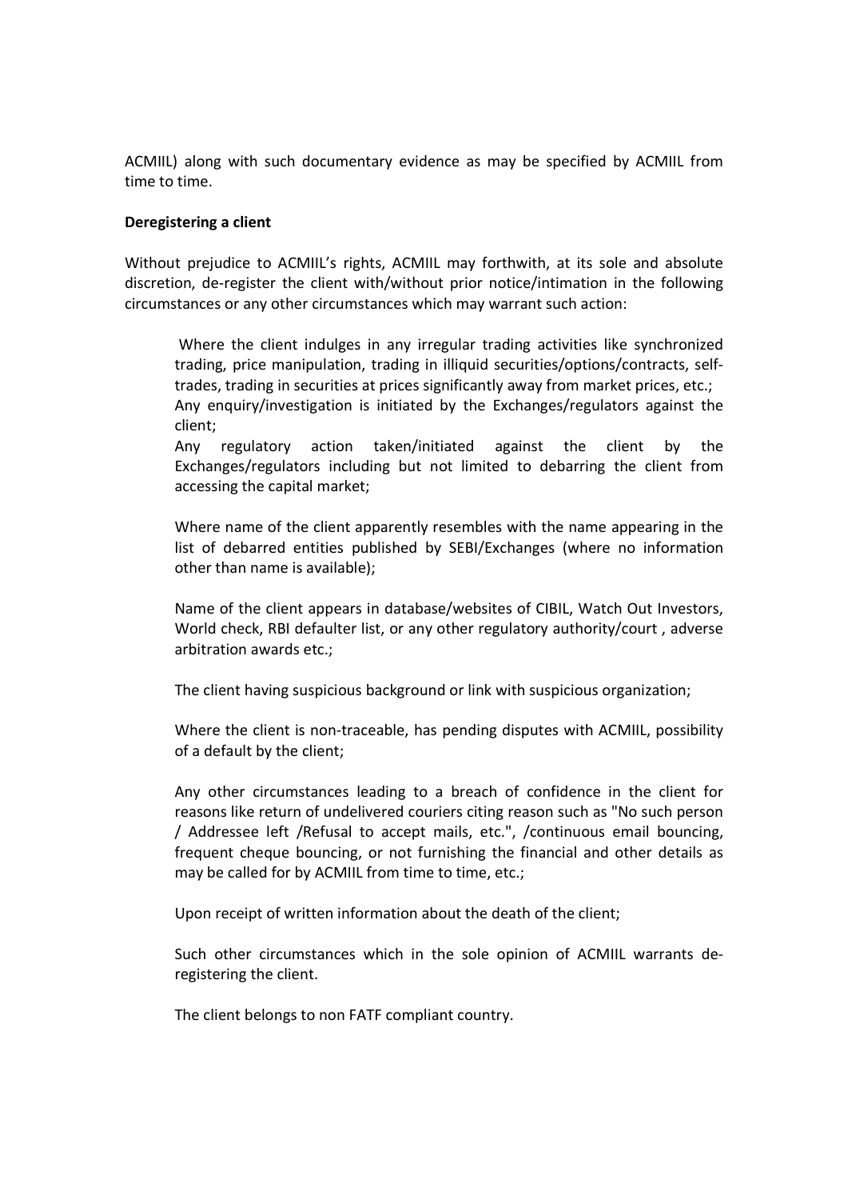ACMIIL) along with such documentary evidence as may be specified by ACMIIL from time to time.

**Deregistering a client**

Without prejudice to ACMIIL's rights, ACMIIL may forthwith, at its sole and absolute discretion, de-register the client with/without prior notice/intimation in the following circumstances or any other circumstances which may warrant such action:

Where the client indulges in any irregular trading activities like synchronized trading, price manipulation, trading in illiquid securities/options/contracts, self-trades, trading in securities at prices significantly away from market prices, etc.;
Any enquiry/investigation is initiated by the Exchanges/regulators against the client;
Any regulatory action taken/initiated against the client by the Exchanges/regulators including but not limited to debarring the client from accessing the capital market;

Where name of the client apparently resembles with the name appearing in the list of debarred entities published by SEBI/Exchanges (where no information other than name is available);

Name of the client appears in database/websites of CIBIL, Watch Out Investors, World check, RBI defaulter list, or any other regulatory authority/court , adverse arbitration awards etc.;

The client having suspicious background or link with suspicious organization;

Where the client is non-traceable, has pending disputes with ACMIIL, possibility of a default by the client;

Any other circumstances leading to a breach of confidence in the client for reasons like return of undelivered couriers citing reason such as "No such person / Addressee left /Refusal to accept mails, etc.", /continuous email bouncing, frequent cheque bouncing, or not furnishing the financial and other details as may be called for by ACMIIL from time to time, etc.;

Upon receipt of written information about the death of the client;

Such other circumstances which in the sole opinion of ACMIIL warrants de-registering the client.

The client belongs to non FATF compliant country.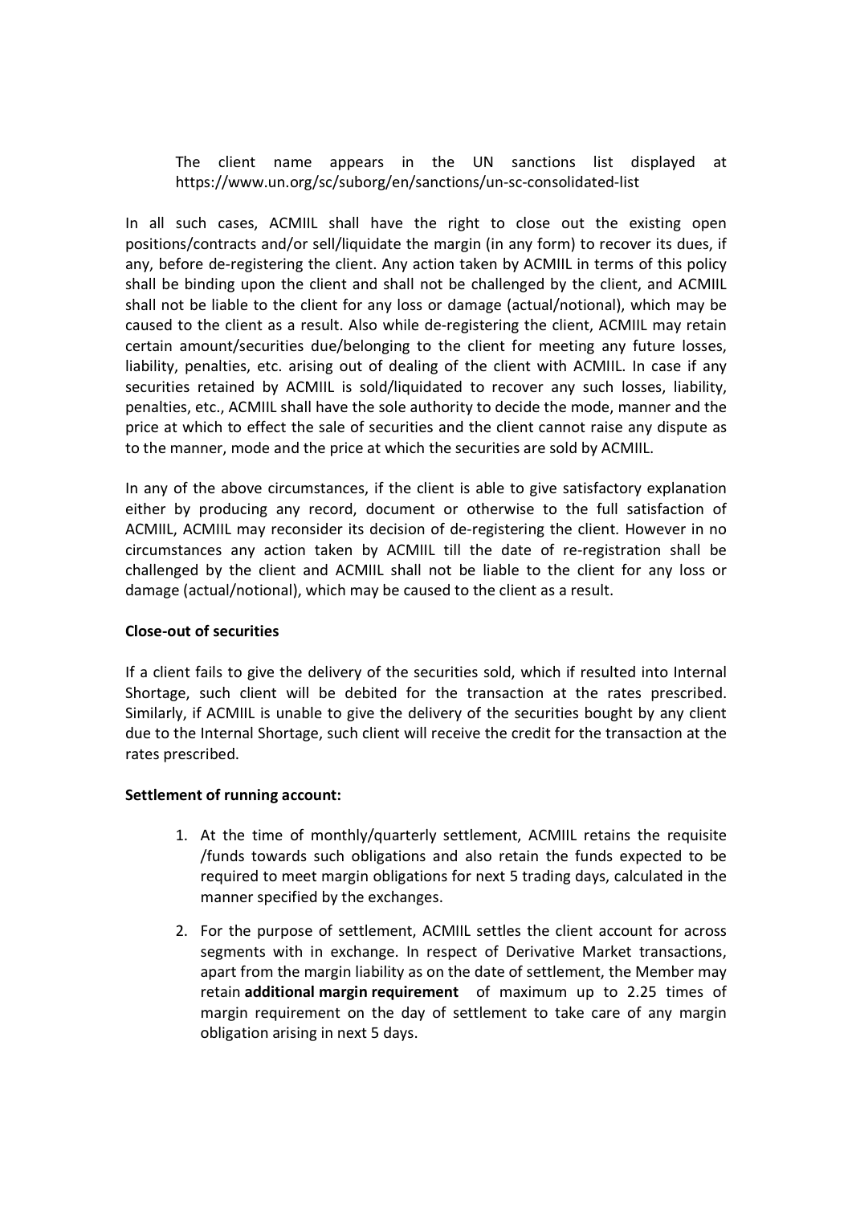The client name appears in the UN sanctions list displayed at https://www.un.org/sc/suborg/en/sanctions/un-sc-consolidated-list

In all such cases, ACMIIL shall have the right to close out the existing open positions/contracts and/or sell/liquidate the margin (in any form) to recover its dues, if any, before de-registering the client. Any action taken by ACMIIL in terms of this policy shall be binding upon the client and shall not be challenged by the client, and ACMIIL shall not be liable to the client for any loss or damage (actual/notional), which may be caused to the client as a result. Also while de-registering the client, ACMIIL may retain certain amount/securities due/belonging to the client for meeting any future losses, liability, penalties, etc. arising out of dealing of the client with ACMIIL. In case if any securities retained by ACMIIL is sold/liquidated to recover any such losses, liability, penalties, etc., ACMIIL shall have the sole authority to decide the mode, manner and the price at which to effect the sale of securities and the client cannot raise any dispute as to the manner, mode and the price at which the securities are sold by ACMIIL.

In any of the above circumstances, if the client is able to give satisfactory explanation either by producing any record, document or otherwise to the full satisfaction of ACMIIL, ACMIIL may reconsider its decision of de-registering the client. However in no circumstances any action taken by ACMIIL till the date of re-registration shall be challenged by the client and ACMIIL shall not be liable to the client for any loss or damage (actual/notional), which may be caused to the client as a result.

**Close-out of securities**

If a client fails to give the delivery of the securities sold, which if resulted into Internal Shortage, such client will be debited for the transaction at the rates prescribed. Similarly, if ACMIIL is unable to give the delivery of the securities bought by any client due to the Internal Shortage, such client will receive the credit for the transaction at the rates prescribed.

**Settlement of running account:**

1. At the time of monthly/quarterly settlement, ACMIIL retains the requisite /funds towards such obligations and also retain the funds expected to be required to meet margin obligations for next 5 trading days, calculated in the manner specified by the exchanges.

2. For the purpose of settlement, ACMIIL settles the client account for across segments with in exchange. In respect of Derivative Market transactions, apart from the margin liability as on the date of settlement, the Member may retain **additional margin requirement** of maximum up to 2.25 times of margin requirement on the day of settlement to take care of any margin obligation arising in next 5 days.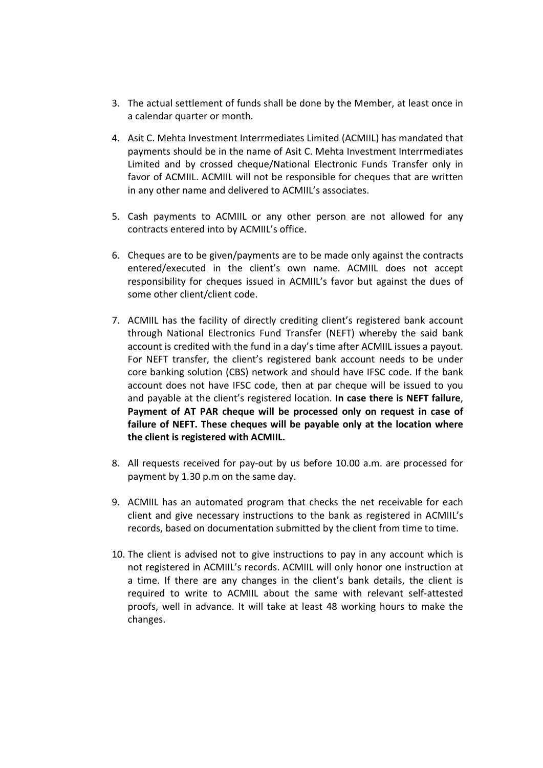3. The actual settlement of funds shall be done by the Member, at least once in a calendar quarter or month.

4. Asit C. Mehta Investment Interrmediates Limited (ACMIIL) has mandated that payments should be in the name of Asit C. Mehta Investment Interrmediates Limited and by crossed cheque/National Electronic Funds Transfer only in favor of ACMIIL. ACMIIL will not be responsible for cheques that are written in any other name and delivered to ACMIIL's associates.

5. Cash payments to ACMIIL or any other person are not allowed for any contracts entered into by ACMIIL's office.

6. Cheques are to be given/payments are to be made only against the contracts entered/executed in the client's own name. ACMIIL does not accept responsibility for cheques issued in ACMIIL's favor but against the dues of some other client/client code.

7. ACMIIL has the facility of directly crediting client's registered bank account through National Electronics Fund Transfer (NEFT) whereby the said bank account is credited with the fund in a day's time after ACMIIL issues a payout. For NEFT transfer, the client's registered bank account needs to be under core banking solution (CBS) network and should have IFSC code. If the bank account does not have IFSC code, then at par cheque will be issued to you and payable at the client's registered location. **In case there is NEFT failure**, **Payment of AT PAR cheque will be processed only on request in case of failure of NEFT. These cheques will be payable only at the location where the client is registered with ACMIIL.**

8. All requests received for pay-out by us before 10.00 a.m. are processed for payment by 1.30 p.m on the same day.

9. ACMIIL has an automated program that checks the net receivable for each client and give necessary instructions to the bank as registered in ACMIIL's records, based on documentation submitted by the client from time to time.

10. The client is advised not to give instructions to pay in any account which is not registered in ACMIIL's records. ACMIIL will only honor one instruction at a time. If there are any changes in the client's bank details, the client is required to write to ACMIIL about the same with relevant self-attested proofs, well in advance. It will take at least 48 working hours to make the changes.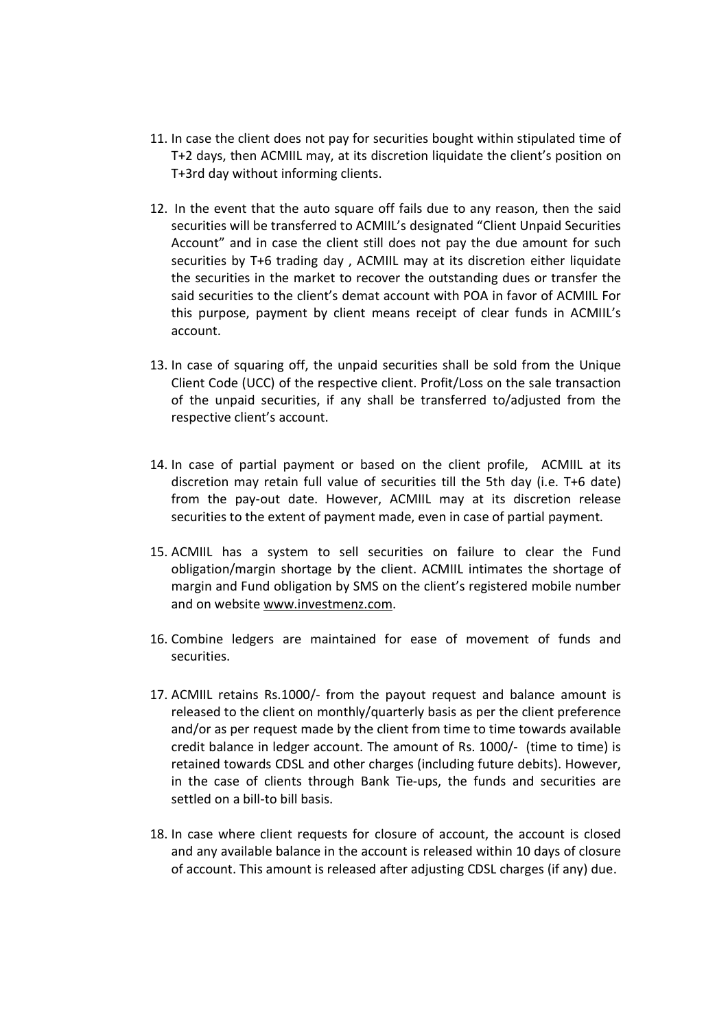11. In case the client does not pay for securities bought within stipulated time of T+2 days, then ACMIIL may, at its discretion liquidate the client's position on T+3rd day without informing clients.

12. In the event that the auto square off fails due to any reason, then the said securities will be transferred to ACMIIL's designated "Client Unpaid Securities Account" and in case the client still does not pay the due amount for such securities by T+6 trading day , ACMIIL may at its discretion either liquidate the securities in the market to recover the outstanding dues or transfer the said securities to the client's demat account with POA in favor of ACMIIL For this purpose, payment by client means receipt of clear funds in ACMIIL's account.

13. In case of squaring off, the unpaid securities shall be sold from the Unique Client Code (UCC) of the respective client. Profit/Loss on the sale transaction of the unpaid securities, if any shall be transferred to/adjusted from the respective client's account.

14. In case of partial payment or based on the client profile, ACMIIL at its discretion may retain full value of securities till the 5th day (i.e. T+6 date) from the pay-out date. However, ACMIIL may at its discretion release securities to the extent of payment made, even in case of partial payment.

15. ACMIIL has a system to sell securities on failure to clear the Fund obligation/margin shortage by the client. ACMIIL intimates the shortage of margin and Fund obligation by SMS on the client's registered mobile number and on website www.investmenz.com.

16. Combine ledgers are maintained for ease of movement of funds and securities.

17. ACMIIL retains Rs.1000/- from the payout request and balance amount is released to the client on monthly/quarterly basis as per the client preference and/or as per request made by the client from time to time towards available credit balance in ledger account. The amount of Rs. 1000/- (time to time) is retained towards CDSL and other charges (including future debits). However, in the case of clients through Bank Tie-ups, the funds and securities are settled on a bill-to bill basis.

18. In case where client requests for closure of account, the account is closed and any available balance in the account is released within 10 days of closure of account. This amount is released after adjusting CDSL charges (if any) due.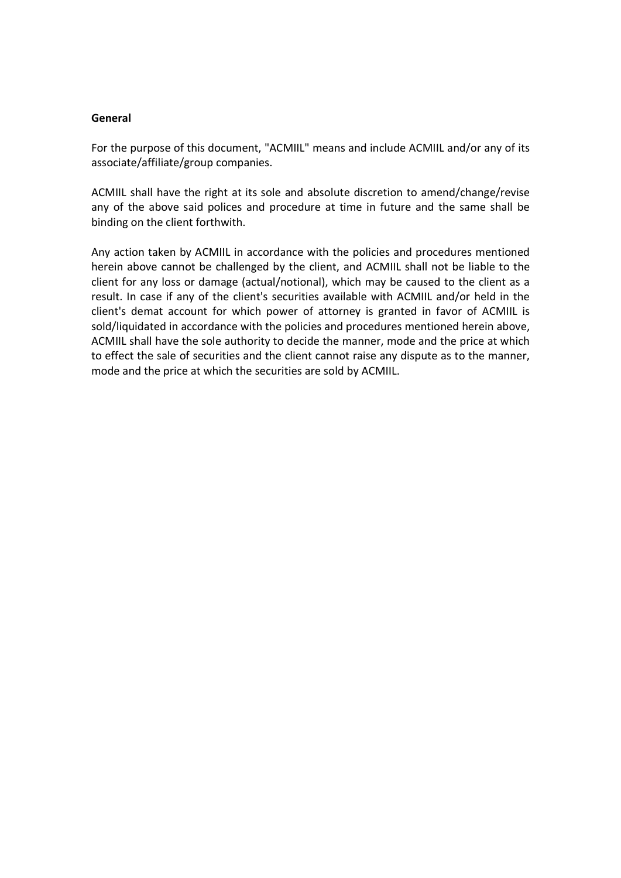**General**

For the purpose of this document, "ACMIIL" means and include ACMIIL and/or any of its associate/affiliate/group companies.

ACMIIL shall have the right at its sole and absolute discretion to amend/change/revise any of the above said polices and procedure at time in future and the same shall be binding on the client forthwith.

Any action taken by ACMIIL in accordance with the policies and procedures mentioned herein above cannot be challenged by the client, and ACMIIL shall not be liable to the client for any loss or damage (actual/notional), which may be caused to the client as a result. In case if any of the client's securities available with ACMIIL and/or held in the client's demat account for which power of attorney is granted in favor of ACMIIL is sold/liquidated in accordance with the policies and procedures mentioned herein above, ACMIIL shall have the sole authority to decide the manner, mode and the price at which to effect the sale of securities and the client cannot raise any dispute as to the manner, mode and the price at which the securities are sold by ACMIIL.